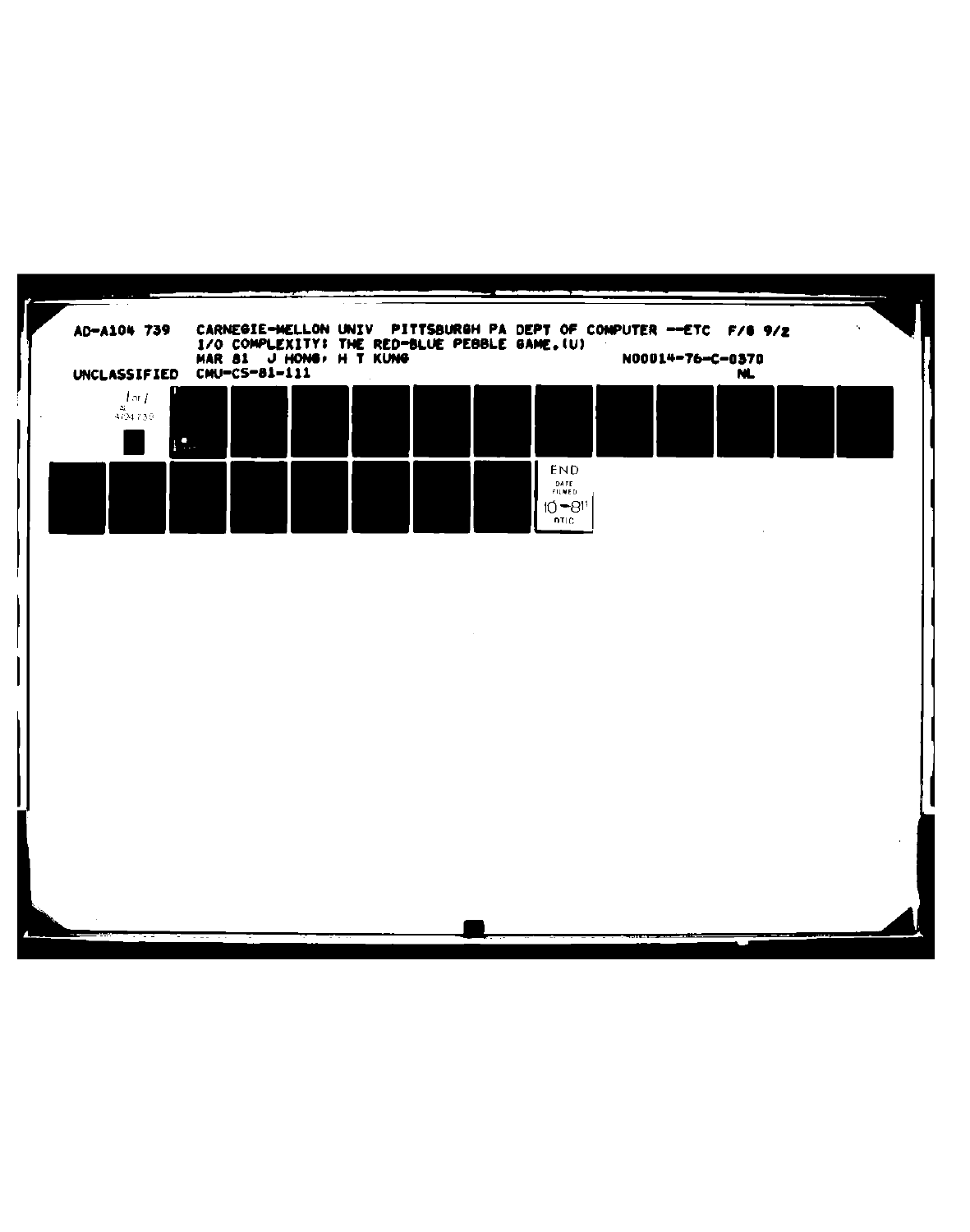AD-A104 739 CARNEGIE-MELLON UNIV PITTSBURGH PA DEPT OF COMPUTER --ETC F/G 9/2

I/O COMPLEXITY: THE RED-BLUE PEBBLE GAME.(U)

MAR 81 J HONG, H T KUNG N00014-76-C-0370

UNCLASSIFIED CMU-CS-81-111 NL

1 of 1

AD A104739

END

DATE FILMED

10-81

DTIC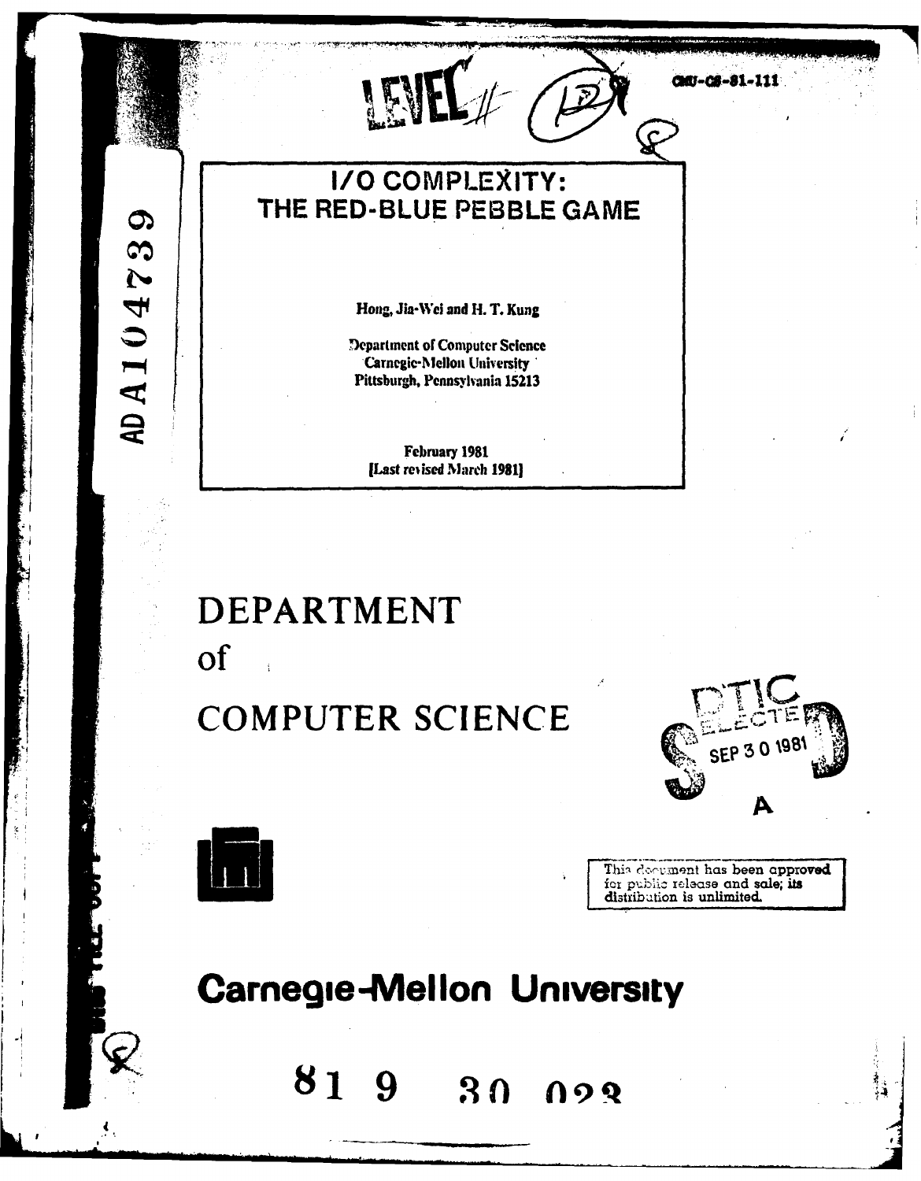CMU-CS-81-111

# I/O COMPLEXITY: THE RED-BLUE PEBBLE GAME

Hong, Jia-Wei and H. T. Kung

Department of Computer Science
Carnegie-Mellon University
Pittsburgh, Pennsylvania 15213

February 1981
[Last revised March 1981]

# DEPARTMENT of COMPUTER SCIENCE

DTIC SELECTE SEP 30 1981 A

This document has been approved for public release and sale; its distribution is unlimited.

## Carnegie-Mellon University

81 9 30 023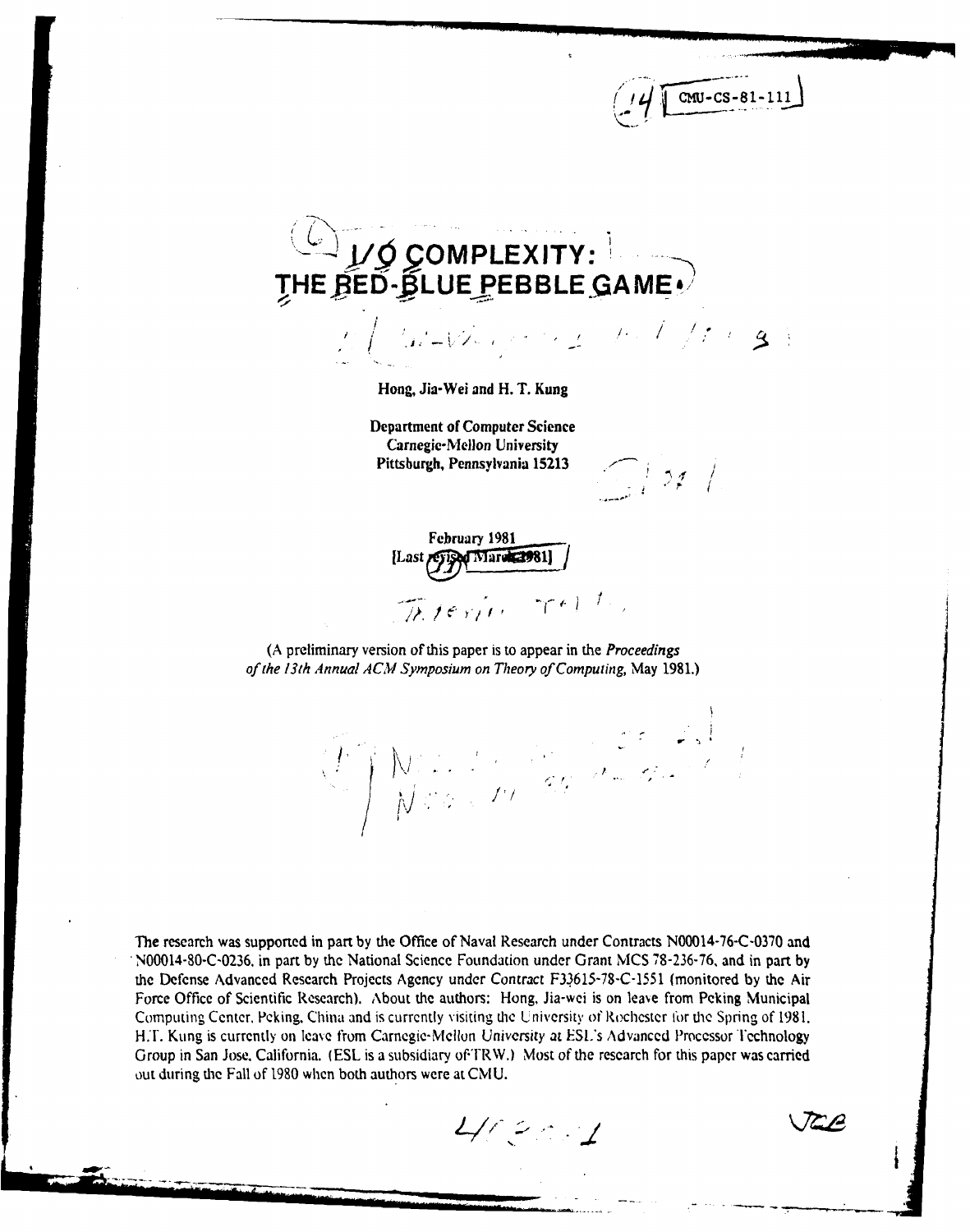CMU-CS-81-111

# I/O COMPLEXITY: THE RED-BLUE PEBBLE GAME

**Hong, Jia-Wei and H. T. Kung**

**Department of Computer Science**
**Carnegie-Mellon University**
**Pittsburgh, Pennsylvania 15213**

**February 1981**
**[Last revised March 1981]**

(A preliminary version of this paper is to appear in the *Proceedings of the 13th Annual ACM Symposium on Theory of Computing*, May 1981.)

The research was supported in part by the Office of Naval Research under Contracts N00014-76-C-0370 and N00014-80-C-0236, in part by the National Science Foundation under Grant MCS 78-236-76, and in part by the Defense Advanced Research Projects Agency under Contract F33615-78-C-1551 (monitored by the Air Force Office of Scientific Research). About the authors: Hong, Jia-wei is on leave from Peking Municipal Computing Center, Peking, China and is currently visiting the University of Rochester for the Spring of 1981. H.T. Kung is currently on leave from Carnegie-Mellon University at ESL's Advanced Processor Technology Group in San Jose, California. (ESL is a subsidiary of TRW.) Most of the research for this paper was carried out during the Fall of 1980 when both authors were at CMU.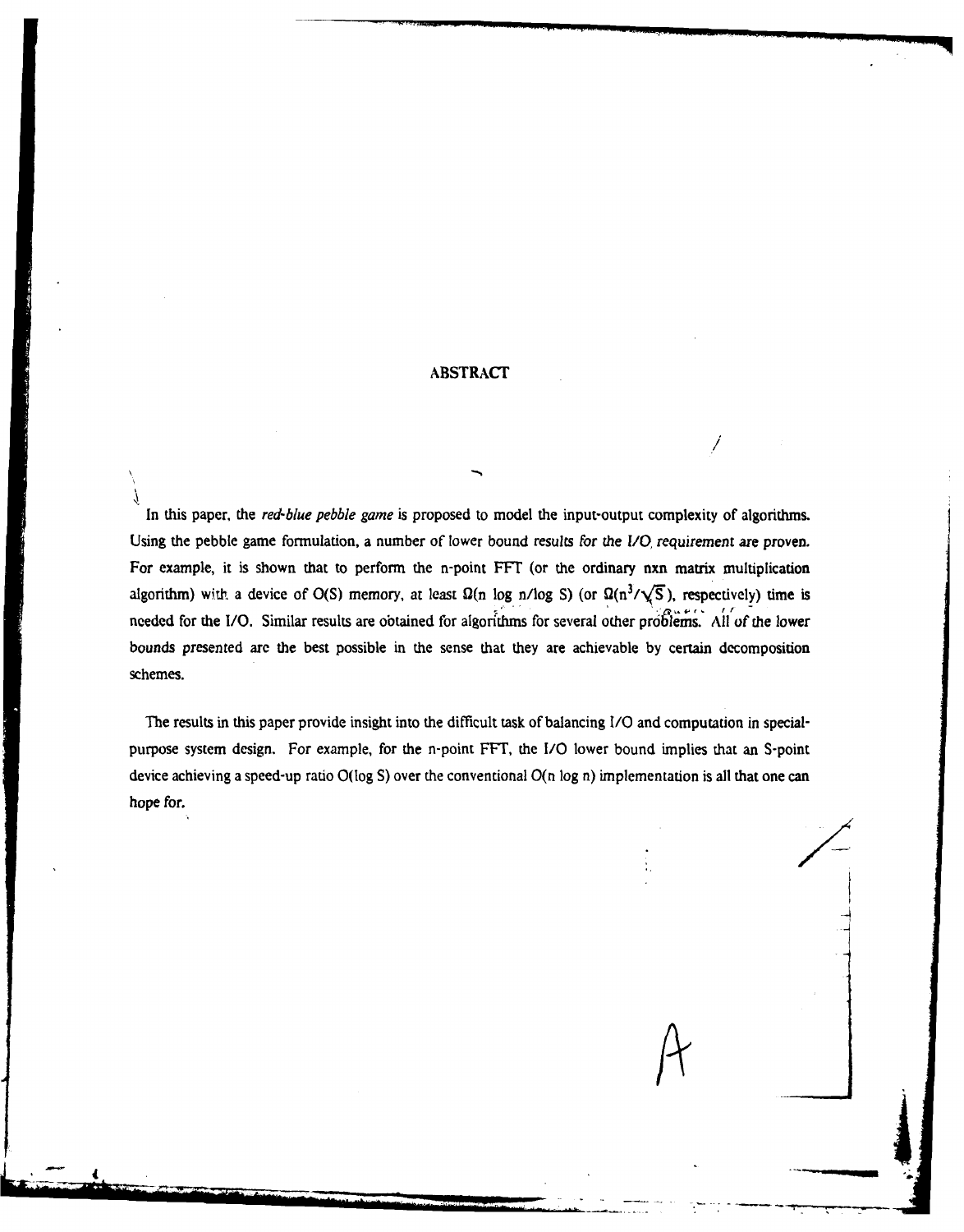## ABSTRACT

In this paper, the *red-blue pebble game* is proposed to model the input-output complexity of algorithms. Using the pebble game formulation, a number of lower bound results for the I/O requirement are proven. For example, it is shown that to perform the n-point FFT (or the ordinary nxn matrix multiplication algorithm) with a device of $O(S)$ memory, at least $\Omega(n \log n/\log S)$ (or $\Omega(n^3/\sqrt{S})$, respectively) time is needed for the I/O. Similar results are obtained for algorithms for several other problems. All of the lower bounds presented are the best possible in the sense that they are achievable by certain decomposition schemes.

The results in this paper provide insight into the difficult task of balancing I/O and computation in special-purpose system design. For example, for the n-point FFT, the I/O lower bound implies that an S-point device achieving a speed-up ratio $O(\log S)$ over the conventional $O(n \log n)$ implementation is all that one can hope for.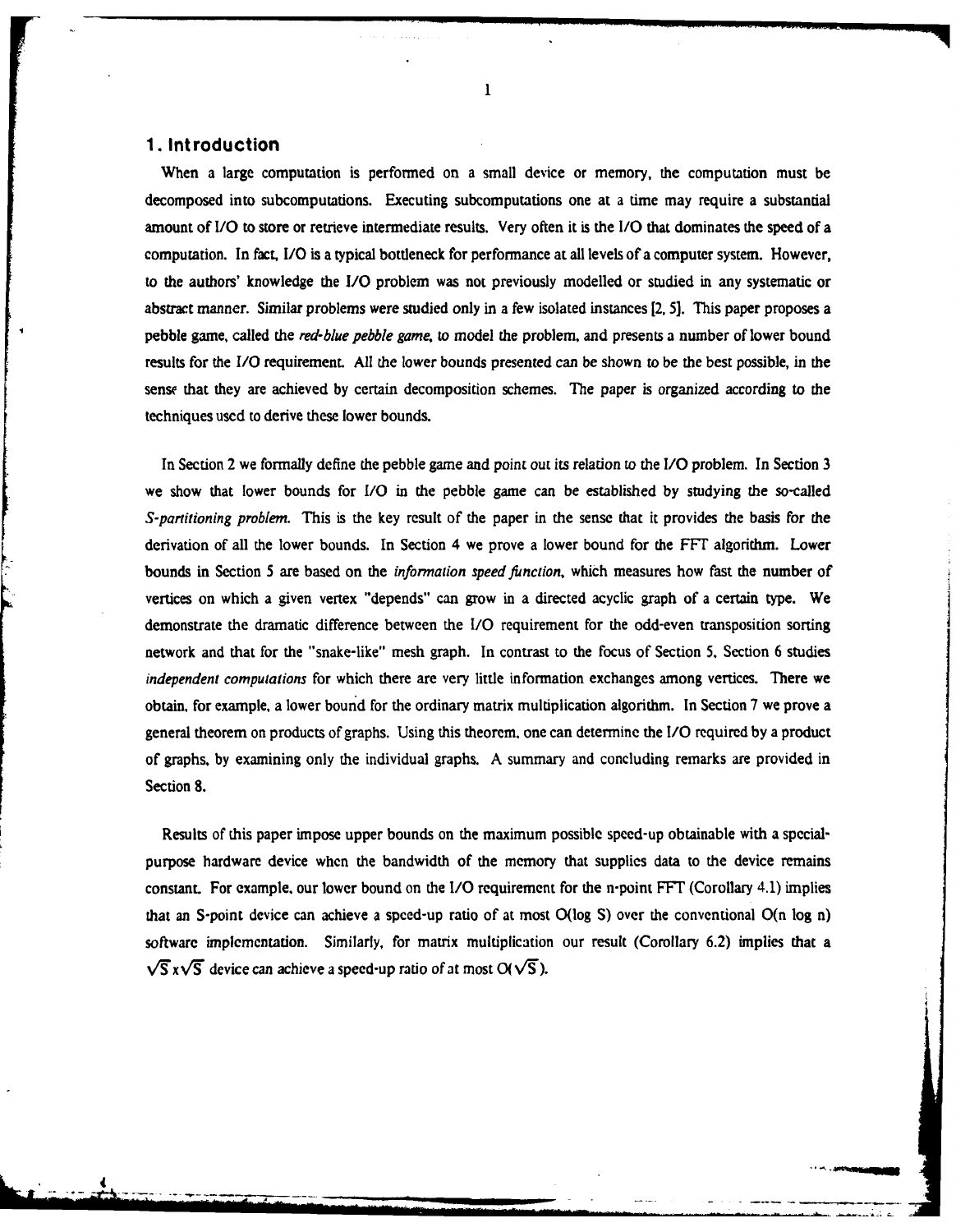## 1. Introduction

When a large computation is performed on a small device or memory, the computation must be decomposed into subcomputations. Executing subcomputations one at a time may require a substantial amount of I/O to store or retrieve intermediate results. Very often it is the I/O that dominates the speed of a computation. In fact, I/O is a typical bottleneck for performance at all levels of a computer system. However, to the authors' knowledge the I/O problem was not previously modelled or studied in any systematic or abstract manner. Similar problems were studied only in a few isolated instances [2, 5]. This paper proposes a pebble game, called the *red-blue pebble game*, to model the problem, and presents a number of lower bound results for the I/O requirement. All the lower bounds presented can be shown to be the best possible, in the sense that they are achieved by certain decomposition schemes. The paper is organized according to the techniques used to derive these lower bounds.

In Section 2 we formally define the pebble game and point out its relation to the I/O problem. In Section 3 we show that lower bounds for I/O in the pebble game can be established by studying the so-called *S-partitioning problem.* This is the key result of the paper in the sense that it provides the basis for the derivation of all the lower bounds. In Section 4 we prove a lower bound for the FFT algorithm. Lower bounds in Section 5 are based on the *information speed function*, which measures how fast the number of vertices on which a given vertex "depends" can grow in a directed acyclic graph of a certain type. We demonstrate the dramatic difference between the I/O requirement for the odd-even transposition sorting network and that for the "snake-like" mesh graph. In contrast to the focus of Section 5, Section 6 studies *independent computations* for which there are very little information exchanges among vertices. There we obtain, for example, a lower bound for the ordinary matrix multiplication algorithm. In Section 7 we prove a general theorem on products of graphs. Using this theorem, one can determine the I/O required by a product of graphs, by examining only the individual graphs. A summary and concluding remarks are provided in Section 8.

Results of this paper impose upper bounds on the maximum possible speed-up obtainable with a special-purpose hardware device when the bandwidth of the memory that supplies data to the device remains constant. For example, our lower bound on the I/O requirement for the n-point FFT (Corollary 4.1) implies that an S-point device can achieve a speed-up ratio of at most $O(\log S)$ over the conventional $O(n \log n)$ software implementation. Similarly, for matrix multiplication our result (Corollary 6.2) implies that a $\sqrt{S} \times \sqrt{S}$ device can achieve a speed-up ratio of at most $O(\sqrt{S})$.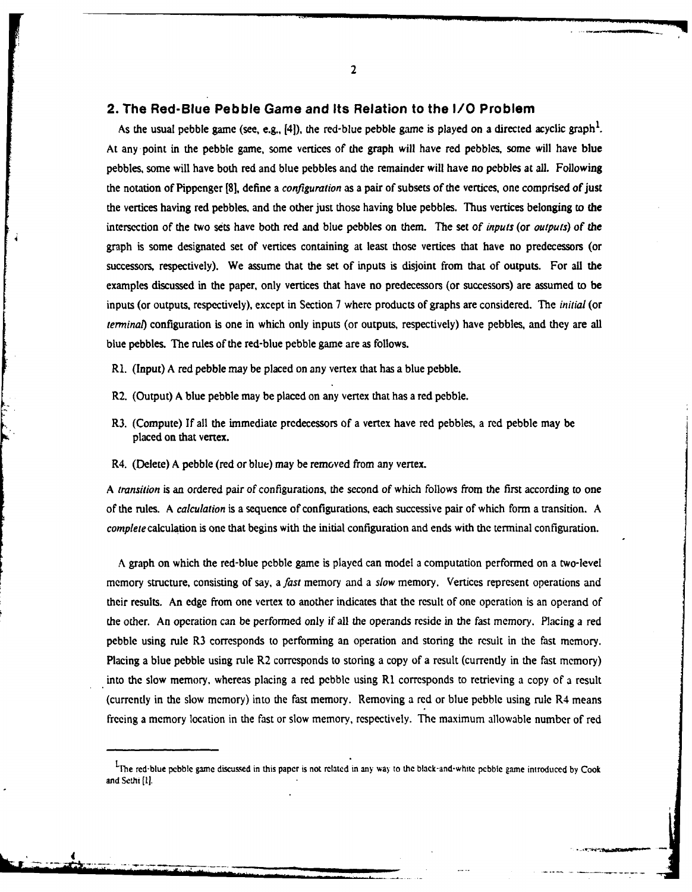## 2. The Red-Blue Pebble Game and Its Relation to the I/O Problem

As the usual pebble game (see, e.g., [4]), the red-blue pebble game is played on a directed acyclic graph[1]. At any point in the pebble game, some vertices of the graph will have red pebbles, some will have blue pebbles, some will have both red and blue pebbles and the remainder will have no pebbles at all. Following the notation of Pippenger [8], define a *configuration* as a pair of subsets of the vertices, one comprised of just the vertices having red pebbles, and the other just those having blue pebbles. Thus vertices belonging to the intersection of the two sets have both red and blue pebbles on them. The set of *inputs* (or *outputs*) of the graph is some designated set of vertices containing at least those vertices that have no predecessors (or successors, respectively). We assume that the set of inputs is disjoint from that of outputs. For all the examples discussed in the paper, only vertices that have no predecessors (or successors) are assumed to be inputs (or outputs, respectively), except in Section 7 where products of graphs are considered. The *initial* (or *terminal*) configuration is one in which only inputs (or outputs, respectively) have pebbles, and they are all blue pebbles. The rules of the red-blue pebble game are as follows.

R1. (Input) A red pebble may be placed on any vertex that has a blue pebble.

R2. (Output) A blue pebble may be placed on any vertex that has a red pebble.

R3. (Compute) If all the immediate predecessors of a vertex have red pebbles, a red pebble may be placed on that vertex.

R4. (Delete) A pebble (red or blue) may be removed from any vertex.

A *transition* is an ordered pair of configurations, the second of which follows from the first according to one of the rules. A *calculation* is a sequence of configurations, each successive pair of which form a transition. A *complete* calculation is one that begins with the initial configuration and ends with the terminal configuration.

A graph on which the red-blue pebble game is played can model a computation performed on a two-level memory structure, consisting of say, a *fast* memory and a *slow* memory. Vertices represent operations and their results. An edge from one vertex to another indicates that the result of one operation is an operand of the other. An operation can be performed only if all the operands reside in the fast memory. Placing a red pebble using rule R3 corresponds to performing an operation and storing the result in the fast memory. Placing a blue pebble using rule R2 corresponds to storing a copy of a result (currently in the fast memory) into the slow memory, whereas placing a red pebble using R1 corresponds to retrieving a copy of a result (currently in the slow memory) into the fast memory. Removing a red or blue pebble using rule R4 means freeing a memory location in the fast or slow memory, respectively. The maximum allowable number of red

---

[1] The red-blue pebble game discussed in this paper is not related in any way to the black-and-white pebble game introduced by Cook and Sethi [1].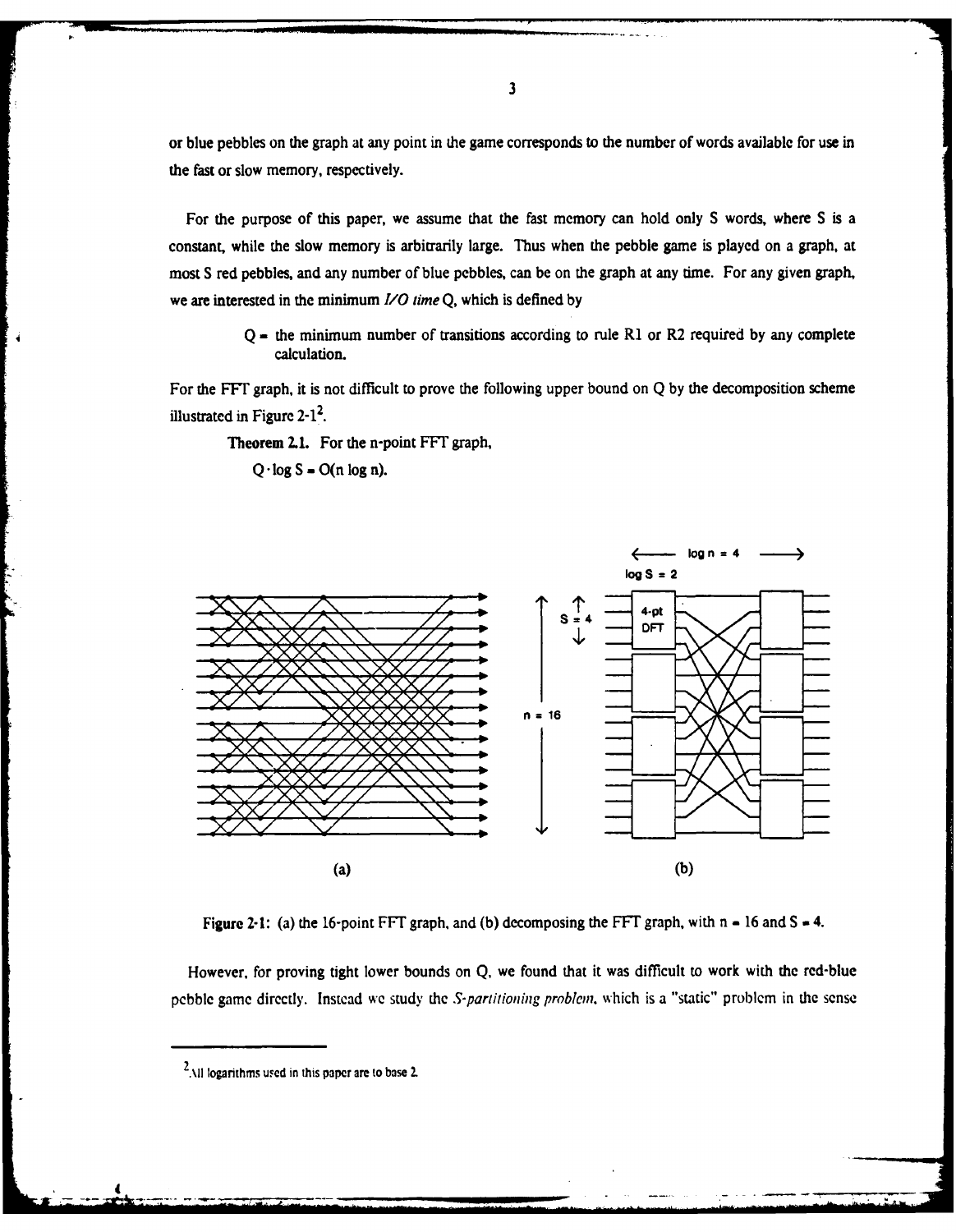or blue pebbles on the graph at any point in the game corresponds to the number of words available for use in the fast or slow memory, respectively.

For the purpose of this paper, we assume that the fast memory can hold only S words, where S is a constant, while the slow memory is arbitrarily large. Thus when the pebble game is played on a graph, at most S red pebbles, and any number of blue pebbles, can be on the graph at any time. For any given graph, we are interested in the minimum *I/O time* Q, which is defined by

> Q = the minimum number of transitions according to rule R1 or R2 required by any complete calculation.

For the FFT graph, it is not difficult to prove the following upper bound on Q by the decomposition scheme illustrated in Figure 2-1[2].

**Theorem 2.1.** For the n-point FFT graph,

$Q \cdot \log S = O(n \log n)$.

Figure 2-1: (a) the 16-point FFT graph, and (b) decomposing the FFT graph, with n = 16 and S = 4.

However, for proving tight lower bounds on Q, we found that it was difficult to work with the red-blue pebble game directly. Instead we study the *S-partitioning problem*, which is a "static" problem in the sense

---

[2] All logarithms used in this paper are to base 2.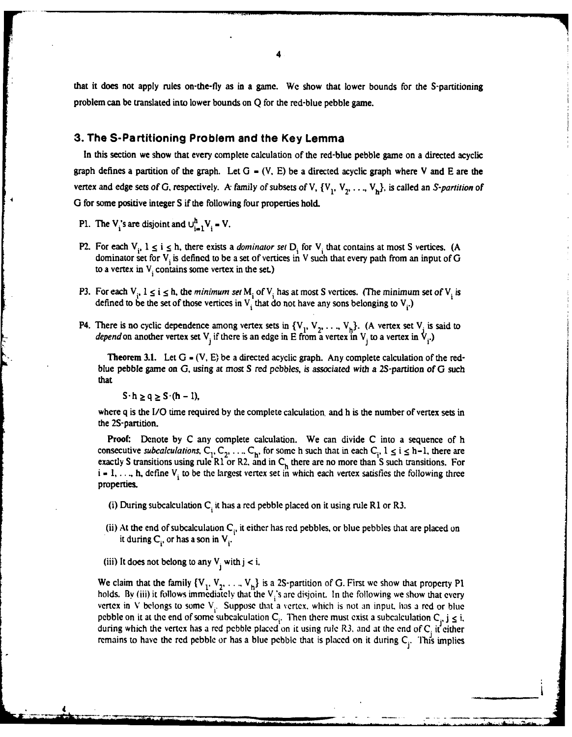that it does not apply rules on-the-fly as in a game. We show that lower bounds for the S-partitioning problem can be translated into lower bounds on Q for the red-blue pebble game.

## 3. The S-Partitioning Problem and the Key Lemma

In this section we show that every complete calculation of the red-blue pebble game on a directed acyclic graph defines a partition of the graph. Let $G = (V, E)$ be a directed acyclic graph where V and E are the vertex and edge sets of G, respectively. A family of subsets of V, $\{V_1, V_2, \ldots, V_h\}$, is called an *S-partition* of G for some positive integer S if the following four properties hold.

- P1. The $V_i$'s are disjoint and $\cup_{i=1}^{h} V_i = V$.
- P2. For each $V_i$, $1 \leq i \leq h$, there exists a *dominator set* $D_i$ for $V_i$ that contains at most S vertices. (A dominator set for $V_i$ is defined to be a set of vertices in V such that every path from an input of G to a vertex in $V_i$ contains some vertex in the set.)
- P3. For each $V_i$, $1 \leq i \leq h$, the *minimum set* $M_i$ of $V_i$ has at most S vertices. (The minimum set of $V_i$ is defined to be the set of those vertices in $V_i$ that do not have any sons belonging to $V_i$.)
- P4. There is no cyclic dependence among vertex sets in $\{V_1, V_2, \ldots, V_h\}$. (A vertex set $V_i$ is said to *depend* on another vertex set $V_j$ if there is an edge in E from a vertex in $V_j$ to a vertex in $V_i$.)

**Theorem 3.1.** *Let $G = (V, E)$ be a directed acyclic graph. Any complete calculation of the red-blue pebble game on G, using at most S red pebbles, is associated with a 2S-partition of G such that*

$$S \cdot h \geq q \geq S \cdot (h - 1),$$

*where q is the I/O time required by the complete calculation, and h is the number of vertex sets in the 2S-partition.*

**Proof:** Denote by C any complete calculation. We can divide C into a sequence of h consecutive *subcalculations*, $C_1, C_2, \ldots, C_h$, for some h such that in each $C_i$, $1 \leq i \leq h-1$, there are exactly S transitions using rule R1 or R2, and in $C_h$ there are no more than S such transitions. For $i = 1, \ldots, h$, define $V_i$ to be the largest vertex set in which each vertex satisfies the following three properties.

- (i) During subcalculation $C_i$ it has a red pebble placed on it using rule R1 or R3.
- (ii) At the end of subcalculation $C_i$, it either has red pebbles, or blue pebbles that are placed on it during $C_i$, or has a son in $V_i$.
- (iii) It does not belong to any $V_j$ with $j < i$.

We claim that the family $\{V_1, V_2, \ldots, V_h\}$ is a 2S-partition of G. First we show that property P1 holds. By (iii) it follows immediately that the $V_i$'s are disjoint. In the following we show that every vertex in V belongs to some $V_i$. Suppose that a vertex, which is not an input, has a red or blue pebble on it at the end of some subcalculation $C_i$. Then there must exist a subcalculation $C_j$, $j \leq i$, during which the vertex has a red pebble placed on it using rule R3, and at the end of $C_j$ it either remains to have the red pebble or has a blue pebble that is placed on it during $C_j$. This implies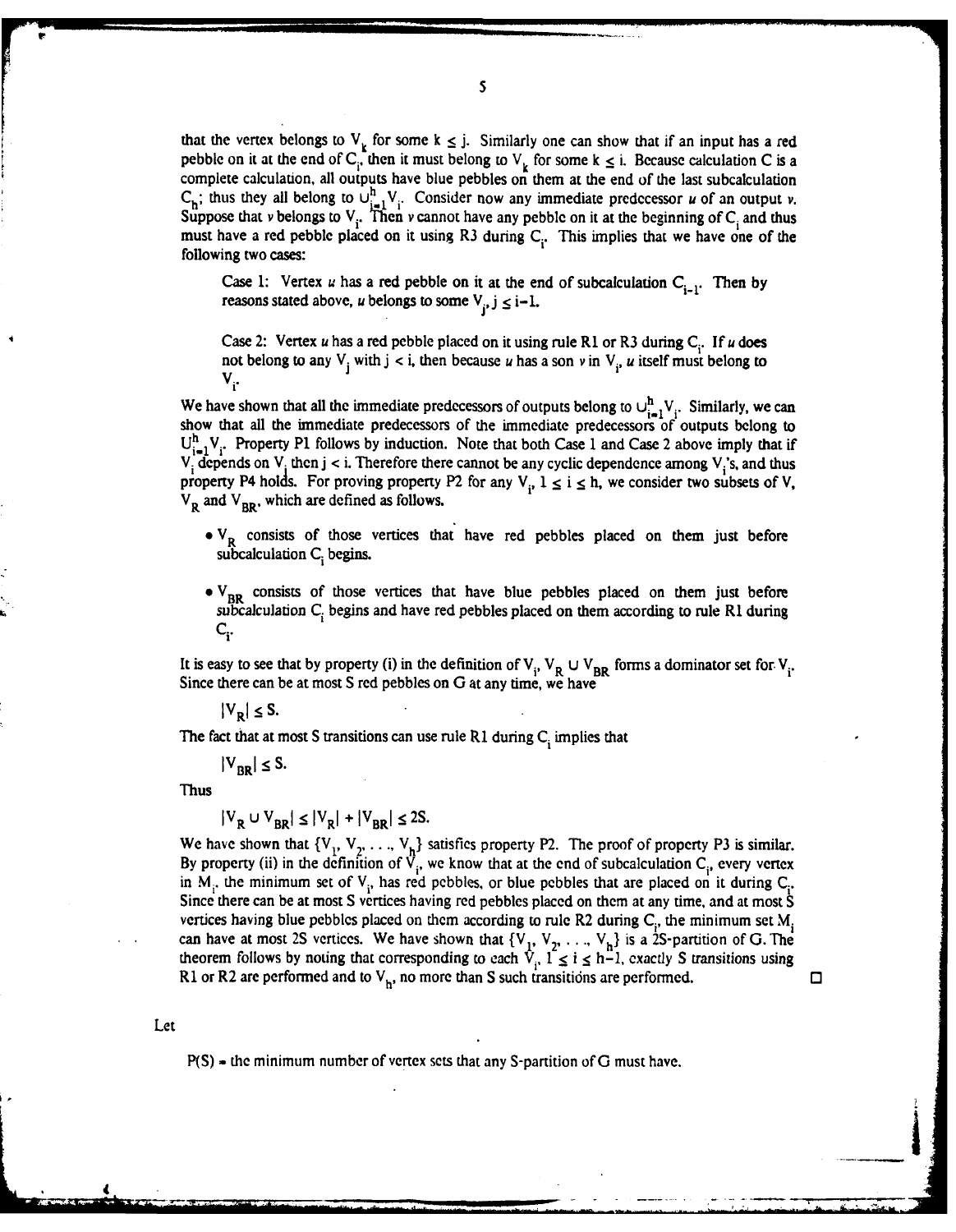that the vertex belongs to $V_k$ for some $k \leq j$. Similarly one can show that if an input has a red pebble on it at the end of $C_i$, then it must belong to $V_k$ for some $k \leq i$. Because calculation C is a complete calculation, all outputs have blue pebbles on them at the end of the last subcalculation $C_h$; thus they all belong to $\cup_{i=1}^{h} V_i$. Consider now any immediate predecessor *u* of an output *v*. Suppose that *v* belongs to $V_i$. Then *v* cannot have any pebble on it at the beginning of $C_i$ and thus must have a red pebble placed on it using R3 during $C_i$. This implies that we have one of the following two cases:

> Case 1: Vertex *u* has a red pebble on it at the end of subcalculation $C_{i-1}$. Then by reasons stated above, *u* belongs to some $V_j$, $j \leq i-1$.
>
> Case 2: Vertex *u* has a red pebble placed on it using rule R1 or R3 during $C_i$. If *u* does not belong to any $V_j$ with $j < i$, then because *u* has a son *v* in $V_i$, *u* itself must belong to $V_i$.

We have shown that all the immediate predecessors of outputs belong to $\cup_{i=1}^{h} V_i$. Similarly, we can show that all the immediate predecessors of the immediate predecessors of outputs belong to $\cup_{i=1}^{h} V_i$. Property P1 follows by induction. Note that both Case 1 and Case 2 above imply that if $V_i$ depends on $V_j$ then $j < i$. Therefore there cannot be any cyclic dependence among $V_i$'s, and thus property P4 holds. For proving property P2 for any $V_i$, $1 \leq i \leq h$, we consider two subsets of V, $V_R$ and $V_{BR}$, which are defined as follows.

- $V_R$ consists of those vertices that have red pebbles placed on them just before subcalculation $C_i$ begins.
- $V_{BR}$ consists of those vertices that have blue pebbles placed on them just before subcalculation $C_i$ begins and have red pebbles placed on them according to rule R1 during $C_i$.

It is easy to see that by property (i) in the definition of $V_i$, $V_R \cup V_{BR}$ forms a dominator set for $V_i$. Since there can be at most S red pebbles on G at any time, we have

$$|V_R| \leq S.$$

The fact that at most S transitions can use rule R1 during $C_i$ implies that

$$|V_{BR}| \leq S.$$

Thus

$$|V_R \cup V_{BR}| \leq |V_R| + |V_{BR}| \leq 2S.$$

We have shown that $\{V_1, V_2, \ldots, V_h\}$ satisfies property P2. The proof of property P3 is similar. By property (ii) in the definition of $V_i$, we know that at the end of subcalculation $C_i$, every vertex in $M_i$, the minimum set of $V_i$, has red pebbles, or blue pebbles that are placed on it during $C_i$. Since there can be at most S vertices having red pebbles placed on them at any time, and at most S vertices having blue pebbles placed on them according to rule R2 during $C_i$, the minimum set $M_i$ can have at most 2S vertices. We have shown that $\{V_1, V_2, \ldots, V_h\}$ is a 2S-partition of G. The theorem follows by noting that corresponding to each $V_i$, $1 \leq i \leq h-1$, exactly S transitions using R1 or R2 are performed and to $V_h$, no more than S such transitions are performed. □

Let

P(S) = the minimum number of vertex sets that any S-partition of G must have.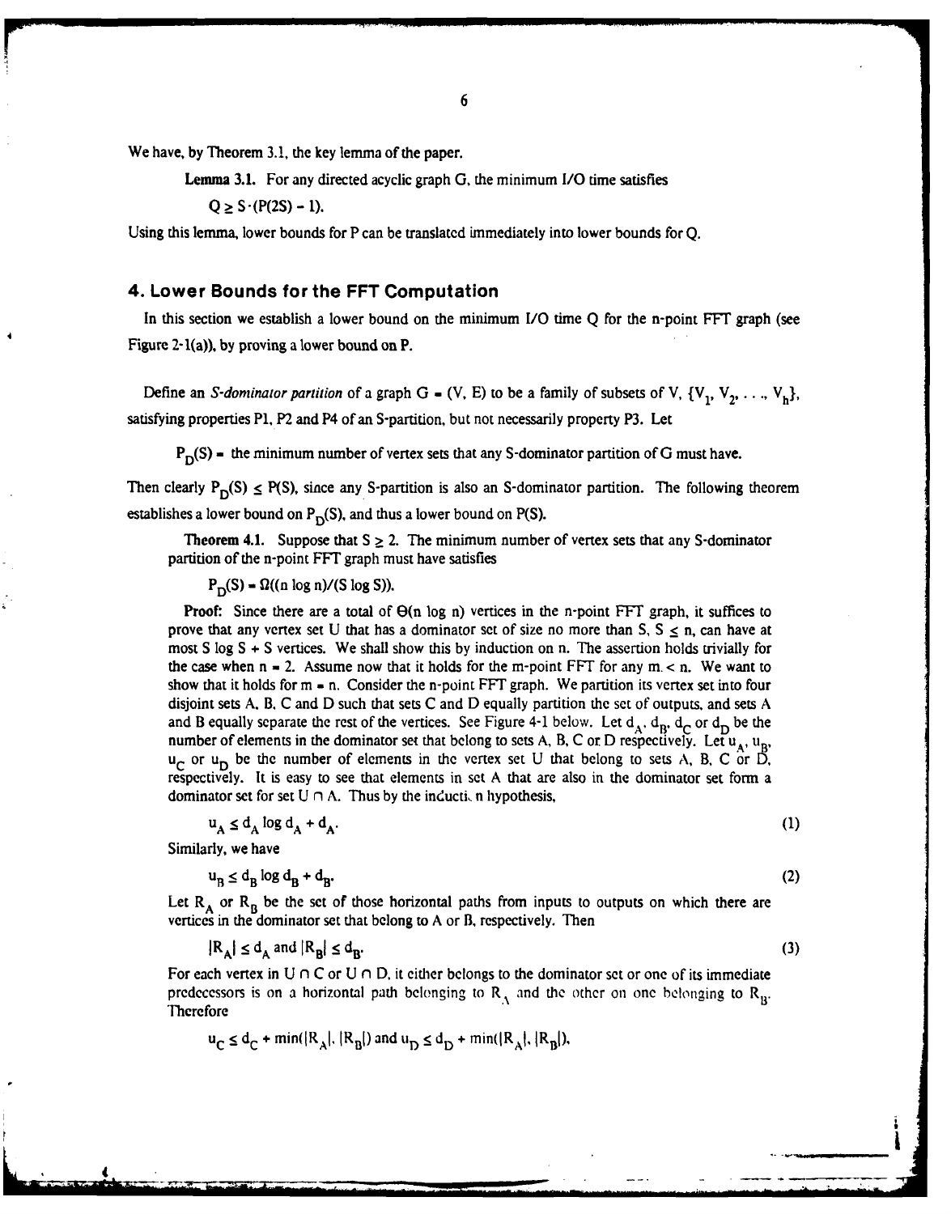We have, by Theorem 3.1, the key lemma of the paper.

**Lemma 3.1.** For any directed acyclic graph G, the minimum I/O time satisfies

$$Q \geq S \cdot (P(2S) - 1).$$

Using this lemma, lower bounds for P can be translated immediately into lower bounds for Q.

## 4. Lower Bounds for the FFT Computation

In this section we establish a lower bound on the minimum I/O time Q for the n-point FFT graph (see Figure 2-1(a)), by proving a lower bound on P.

Define an *S-dominator partition* of a graph $G = (V, E)$ to be a family of subsets of V, $\{V_1, V_2, \ldots, V_h\}$, satisfying properties P1, P2 and P4 of an S-partition, but not necessarily property P3. Let

$P_D(S) =$ the minimum number of vertex sets that any S-dominator partition of G must have.

Then clearly $P_D(S) \leq P(S)$, since any S-partition is also an S-dominator partition. The following theorem establishes a lower bound on $P_D(S)$, and thus a lower bound on $P(S)$.

**Theorem 4.1.** Suppose that $S \geq 2$. The minimum number of vertex sets that any S-dominator partition of the n-point FFT graph must have satisfies

$$P_D(S) = \Omega((n \log n)/(S \log S)).$$

**Proof:** Since there are a total of $\Theta(n \log n)$ vertices in the n-point FFT graph, it suffices to prove that any vertex set U that has a dominator set of size no more than S, $S \leq n$, can have at most $S \log S + S$ vertices. We shall show this by induction on n. The assertion holds trivially for the case when $n = 2$. Assume now that it holds for the m-point FFT for any $m < n$. We want to show that it holds for $m = n$. Consider the n-point FFT graph. We partition its vertex set into four disjoint sets A, B, C and D such that sets C and D equally partition the set of outputs, and sets A and B equally separate the rest of the vertices. See Figure 4-1 below. Let $d_A$, $d_B$, $d_C$ or $d_D$ be the number of elements in the dominator set that belong to sets A, B, C or D respectively. Let $u_A$, $u_B$, $u_C$ or $u_D$ be the number of elements in the vertex set U that belong to sets A, B, C or D, respectively. It is easy to see that elements in set A that are also in the dominator set form a dominator set for set $U \cap A$. Thus by the induction hypothesis,

$$u_A \leq d_A \log d_A + d_A. \tag{1}$$

Similarly, we have

$$u_B \leq d_B \log d_B + d_B. \tag{2}$$

Let $R_A$ or $R_B$ be the set of those horizontal paths from inputs to outputs on which there are vertices in the dominator set that belong to A or B, respectively. Then

$$|R_A| \leq d_A \text{ and } |R_B| \leq d_B. \tag{3}$$

For each vertex in $U \cap C$ or $U \cap D$, it either belongs to the dominator set or one of its immediate predecessors is on a horizontal path belonging to $R_A$ and the other on one belonging to $R_B$. Therefore

$$u_C \leq d_C + \min(|R_A|, |R_B|) \text{ and } u_D \leq d_D + \min(|R_A|, |R_B|),$$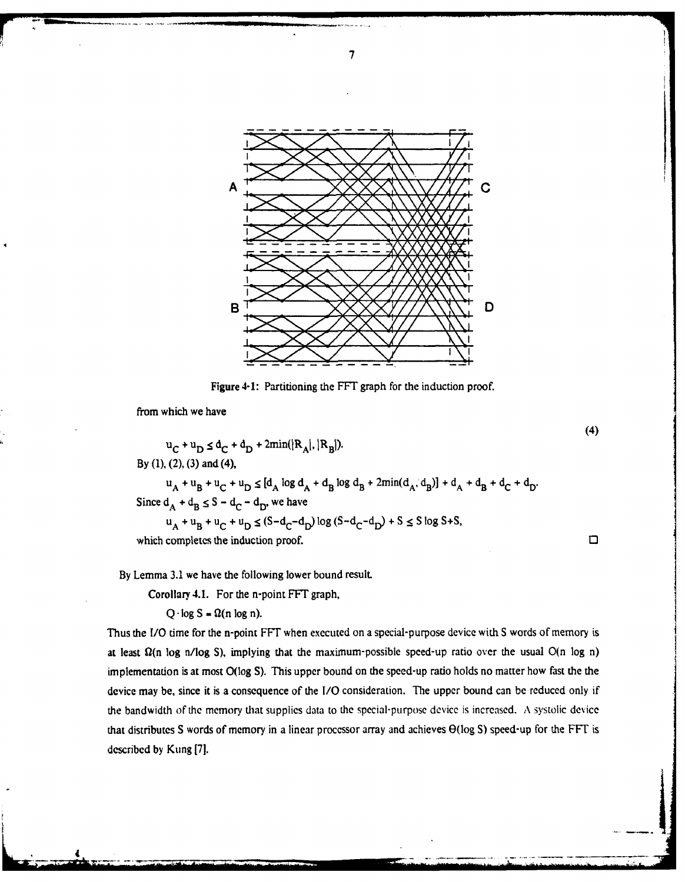Figure 4-1: Partitioning the FFT graph for the induction proof.

from which we have

$$u_C + u_D \leq d_C + d_D + 2\min(|R_A|, |R_B|). \tag{4}$$

By (1), (2), (3) and (4),

$$u_A + u_B + u_C + u_D \leq [d_A \log d_A + d_B \log d_B + 2\min(d_A, d_B)] + d_A + d_B + d_C + d_D.$$

Since $d_A + d_B \leq S - d_C - d_D$, we have

$$u_A + u_B + u_C + u_D \leq (S-d_C-d_D) \log (S-d_C-d_D) + S \leq S \log S+S,$$

which completes the induction proof. □

By Lemma 3.1 we have the following lower bound result.

Corollary 4.1. For the n-point FFT graph,

$$Q \cdot \log S = \Omega(n \log n).$$

Thus the I/O time for the n-point FFT when executed on a special-purpose device with S words of memory is at least $\Omega(n \log n/\log S)$, implying that the maximum-possible speed-up ratio over the usual $O(n \log n)$ implementation is at most $O(\log S)$. This upper bound on the speed-up ratio holds no matter how fast the the device may be, since it is a consequence of the I/O consideration. The upper bound can be reduced only if the bandwidth of the memory that supplies data to the special-purpose device is increased. A systolic device that distributes S words of memory in a linear processor array and achieves $\Theta(\log S)$ speed-up for the FFT is described by Kung [7].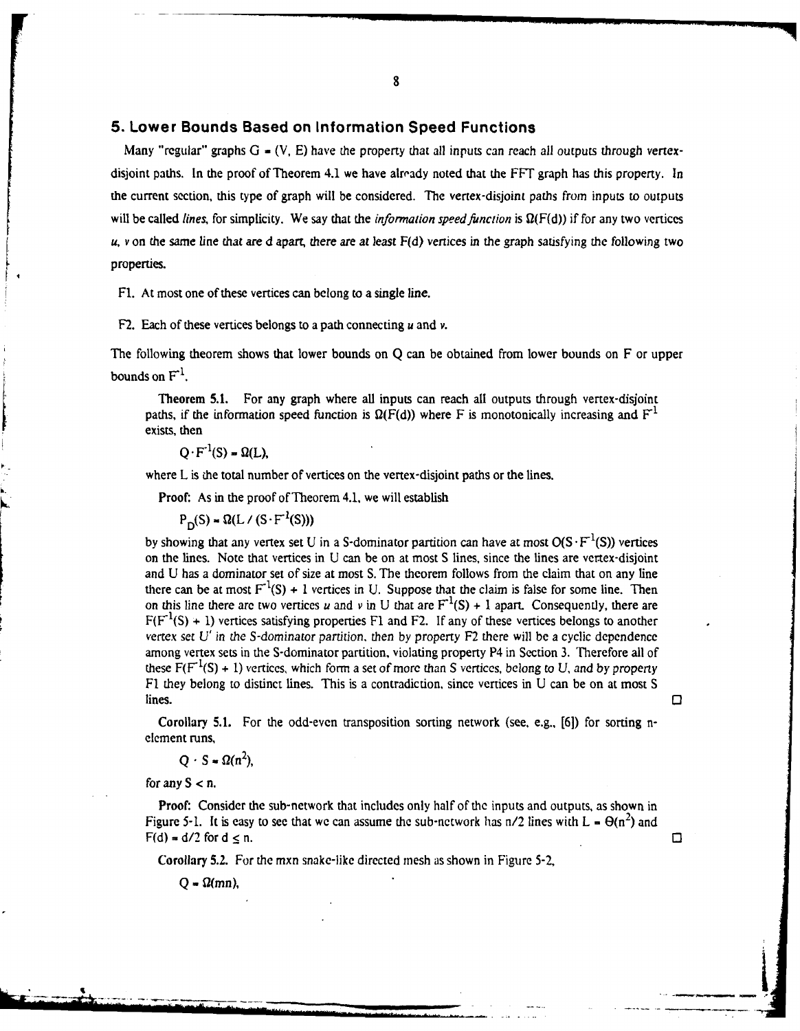## 5. Lower Bounds Based on Information Speed Functions

Many "regular" graphs $G = (V, E)$ have the property that all inputs can reach all outputs through vertex-disjoint paths. In the proof of Theorem 4.1 we have already noted that the FFT graph has this property. In the current section, this type of graph will be considered. The vertex-disjoint paths from inputs to outputs will be called *lines*, for simplicity. We say that the *information speed function* is $\Omega(F(d))$ if for any two vertices $u$, $v$ on the same line that are d apart, there are at least $F(d)$ vertices in the graph satisfying the following two properties.

F1. At most one of these vertices can belong to a single line.

F2. Each of these vertices belongs to a path connecting $u$ and $v$.

The following theorem shows that lower bounds on Q can be obtained from lower bounds on F or upper bounds on $F^{-1}$.

**Theorem 5.1.** For any graph where all inputs can reach all outputs through vertex-disjoint paths, if the information speed function is $\Omega(F(d))$ where F is monotonically increasing and $F^{-1}$ exists, then

$$Q \cdot F^{-1}(S) = \Omega(L),$$

where L is the total number of vertices on the vertex-disjoint paths or the lines.

**Proof:** As in the proof of Theorem 4.1, we will establish

$$P_D(S) = \Omega(L / (S \cdot F^{-1}(S)))$$

by showing that any vertex set U in a S-dominator partition can have at most $O(S \cdot F^{-1}(S))$ vertices on the lines. Note that vertices in U can be on at most S lines, since the lines are vertex-disjoint and U has a dominator set of size at most S. The theorem follows from the claim that on any line there can be at most $F^{-1}(S) + 1$ vertices in U. Suppose that the claim is false for some line. Then on this line there are two vertices $u$ and $v$ in U that are $F^{-1}(S) + 1$ apart. Consequently, there are $F(F^{-1}(S) + 1)$ vertices satisfying properties F1 and F2. If any of these vertices belongs to another vertex set U' in the S-dominator partition, then by property F2 there will be a cyclic dependence among vertex sets in the S-dominator partition, violating property P4 in Section 3. Therefore all of these $F(F^{-1}(S) + 1)$ vertices, which form a set of more than S vertices, belong to U, and by property F1 they belong to distinct lines. This is a contradiction, since vertices in U can be on at most S lines. □

**Corollary 5.1.** For the odd-even transposition sorting network (see, e.g., [6]) for sorting n-element runs,

$$Q \cdot S = \Omega(n^2),$$

for any $S < n$.

**Proof:** Consider the sub-network that includes only half of the inputs and outputs, as shown in Figure 5-1. It is easy to see that we can assume the sub-network has n/2 lines with $L = \Theta(n^2)$ and $F(d) = d/2$ for $d \leq n$. □

**Corollary 5.2.** For the mxn snake-like directed mesh as shown in Figure 5-2,

$$Q = \Omega(mn),$$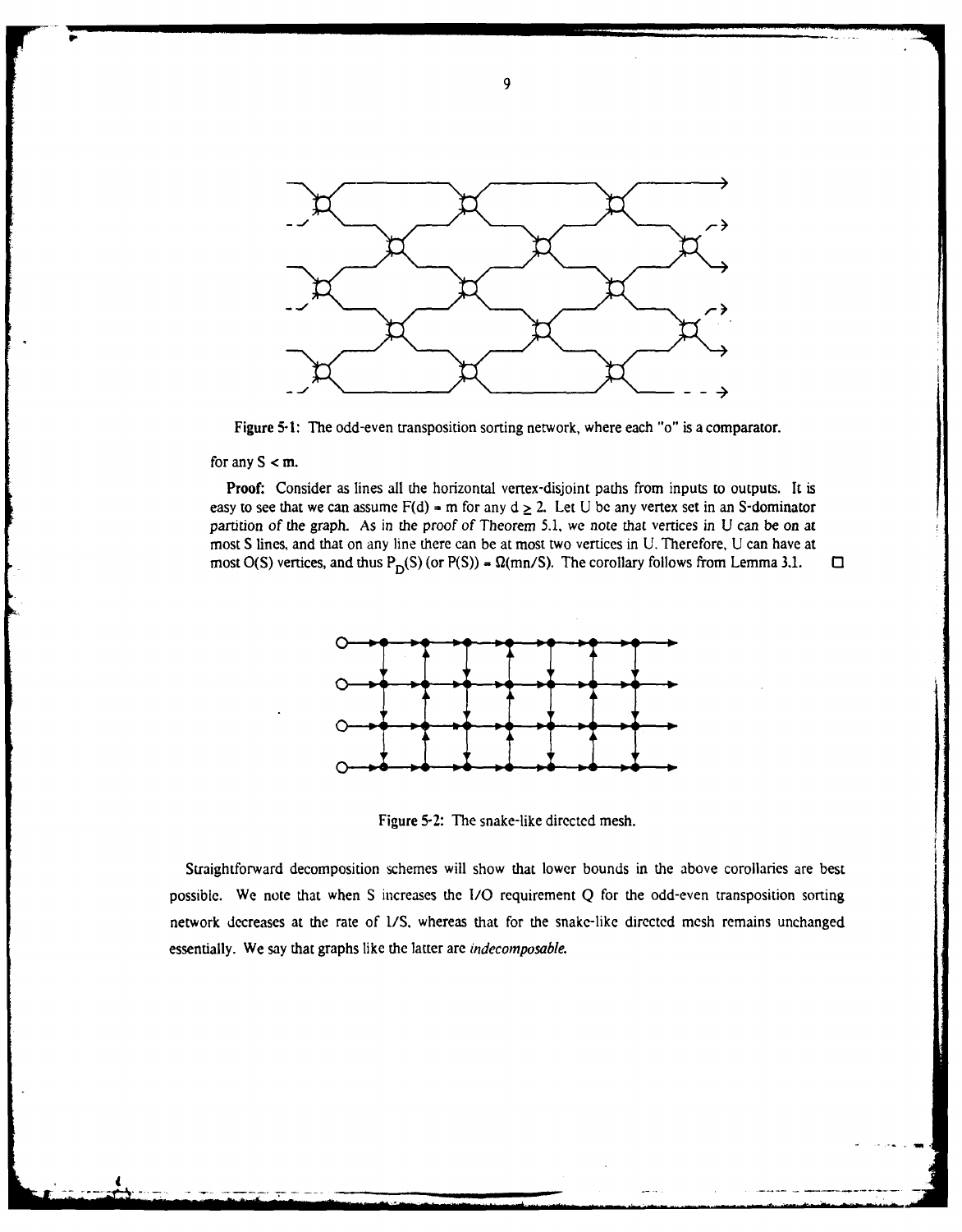Figure 5-1: The odd-even transposition sorting network, where each "o" is a comparator.

for any $S < m$.

**Proof:** Consider as lines all the horizontal vertex-disjoint paths from inputs to outputs. It is easy to see that we can assume $F(d) = m$ for any $d \geq 2$. Let U be any vertex set in an S-dominator partition of the graph. As in the proof of Theorem 5.1, we note that vertices in U can be on at most S lines, and that on any line there can be at most two vertices in U. Therefore, U can have at most $O(S)$ vertices, and thus $P_D(S)$ (or $P(S)$) $= \Omega(mn/S)$. The corollary follows from Lemma 3.1. □

Figure 5-2: The snake-like directed mesh.

Straightforward decomposition schemes will show that lower bounds in the above corollaries are best possible. We note that when S increases the I/O requirement Q for the odd-even transposition sorting network decreases at the rate of $1/S$, whereas that for the snake-like directed mesh remains unchanged essentially. We say that graphs like the latter are *indecomposable*.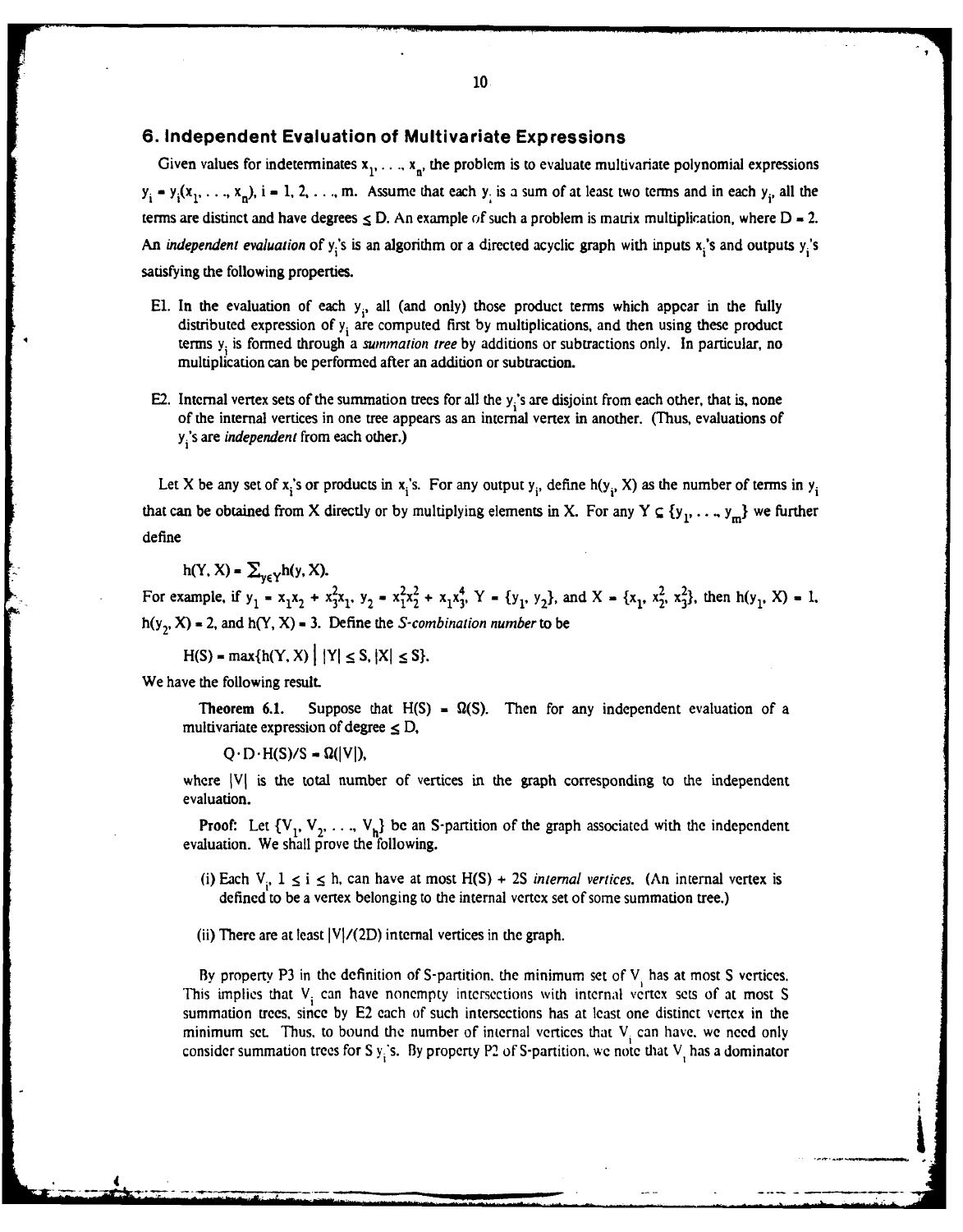## 6. Independent Evaluation of Multivariate Expressions

Given values for indeterminates $x_1, \ldots, x_n$, the problem is to evaluate multivariate polynomial expressions $y_i = y_i(x_1, \ldots, x_n)$, $i = 1, 2, \ldots, m$. Assume that each $y_i$ is a sum of at least two terms and in each $y_i$, all the terms are distinct and have degrees $\leq D$. An example of such a problem is matrix multiplication, where $D = 2$. An *independent evaluation* of $y_i$'s is an algorithm or a directed acyclic graph with inputs $x_i$'s and outputs $y_i$'s satisfying the following properties.

- E1. In the evaluation of each $y_i$, all (and only) those product terms which appear in the fully distributed expression of $y_i$ are computed first by multiplications, and then using these product terms $y_i$ is formed through a *summation tree* by additions or subtractions only. In particular, no multiplication can be performed after an addition or subtraction.

- E2. Internal vertex sets of the summation trees for all the $y_i$'s are disjoint from each other, that is, none of the internal vertices in one tree appears as an internal vertex in another. (Thus, evaluations of $y_i$'s are *independent* from each other.)

Let X be any set of $x_i$'s or products in $x_i$'s. For any output $y_i$, define $h(y_i, X)$ as the number of terms in $y_i$ that can be obtained from X directly or by multiplying elements in X. For any $Y \subseteq \{y_1, \ldots, y_m\}$ we further define

$$h(Y, X) = \Sigma_{y \in Y} h(y, X).$$

For example, if $y_1 = x_1x_2 + x_3^2x_1$, $y_2 = x_1^2x_2^2 + x_1x_3^4$, $Y = \{y_1, y_2\}$, and $X = \{x_1, x_2^2, x_3^2\}$, then $h(y_1, X) = 1$, $h(y_2, X) = 2$, and $h(Y, X) = 3$. Define the *S-combination number* to be

$$H(S) = \max\{h(Y, X) \mid |Y| \leq S, |X| \leq S\}.$$

We have the following result.

**Theorem 6.1.** Suppose that $H(S) = \Omega(S)$. Then for any independent evaluation of a multivariate expression of degree $\leq D$,

$$Q \cdot D \cdot H(S)/S = \Omega(|V|),$$

where $|V|$ is the total number of vertices in the graph corresponding to the independent evaluation.

**Proof:** Let $\{V_1, V_2, \ldots, V_h\}$ be an S-partition of the graph associated with the independent evaluation. We shall prove the following.

(i) Each $V_i$, $1 \leq i \leq h$, can have at most $H(S) + 2S$ *internal vertices*. (An internal vertex is defined to be a vertex belonging to the internal vertex set of some summation tree.)

(ii) There are at least $|V|/(2D)$ internal vertices in the graph.

By property P3 in the definition of S-partition, the minimum set of $V_i$ has at most S vertices. This implies that $V_i$ can have nonempty intersections with internal vertex sets of at most S summation trees, since by E2 each of such intersections has at least one distinct vertex in the minimum set. Thus, to bound the number of internal vertices that $V_i$ can have, we need only consider summation trees for S $y_i$'s. By property P2 of S-partition, we note that $V_i$ has a dominator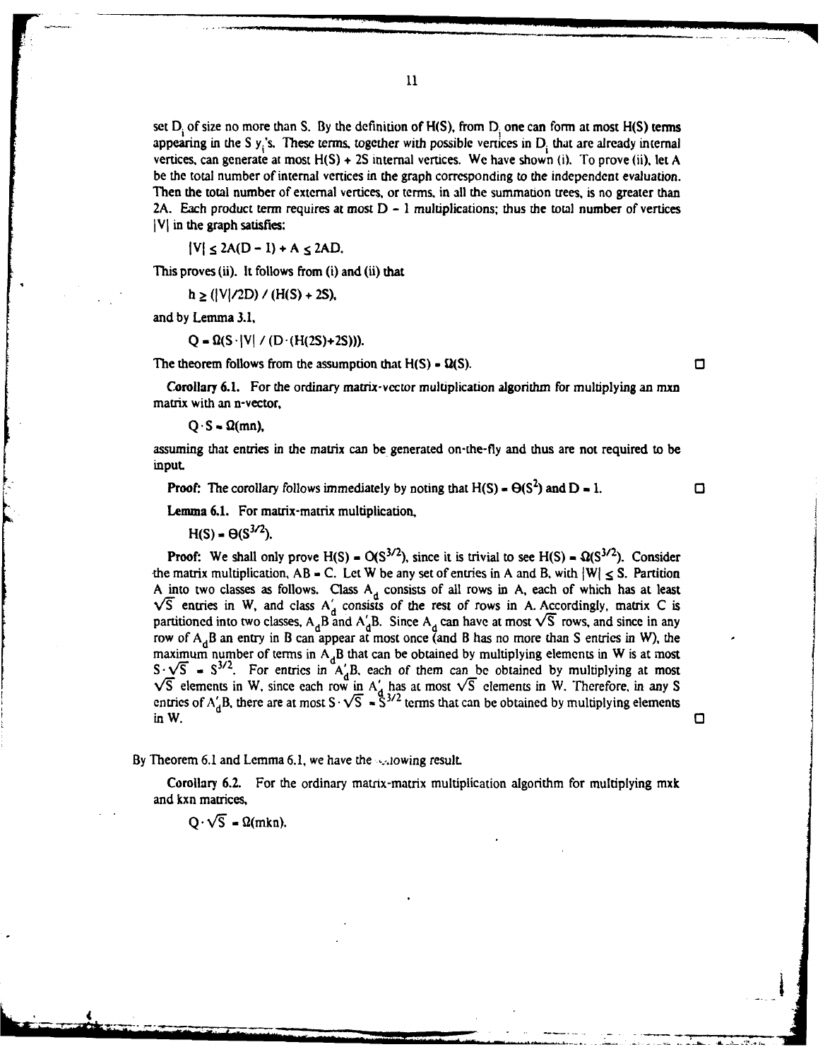set $D_i$ of size no more than S. By the definition of H(S), from $D_i$ one can form at most H(S) terms appearing in the S $y_i$'s. These terms, together with possible vertices in $D_i$ that are already internal vertices, can generate at most H(S) + 2S internal vertices. We have shown (i). To prove (ii), let A be the total number of internal vertices in the graph corresponding to the independent evaluation. Then the total number of external vertices, or terms, in all the summation trees, is no greater than 2A. Each product term requires at most D − 1 multiplications; thus the total number of vertices |V| in the graph satisfies:

$$|V| \leq 2A(D-1) + A \leq 2AD.$$

This proves (ii). It follows from (i) and (ii) that

$$h \geq (|V|/2D) / (H(S) + 2S),$$

and by Lemma 3.1,

$$Q = \Omega(S \cdot |V| / (D \cdot (H(2S)+2S))).$$

The theorem follows from the assumption that $H(S) = \Omega(S)$. □

**Corollary 6.1.** For the ordinary matrix-vector multiplication algorithm for multiplying an mxn matrix with an n-vector,

$$Q \cdot S = \Omega(mn),$$

assuming that entries in the matrix can be generated on-the-fly and thus are not required to be input.

**Proof:** The corollary follows immediately by noting that $H(S) = \Theta(S^2)$ and $D = 1$. □

**Lemma 6.1.** For matrix-matrix multiplication,

$$H(S) = \Theta(S^{3/2}).$$

**Proof:** We shall only prove $H(S) = O(S^{3/2})$, since it is trivial to see $H(S) = \Omega(S^{3/2})$. Consider the matrix multiplication, AB = C. Let W be any set of entries in A and B, with $|W| \leq S$. Partition A into two classes as follows. Class $A_d$ consists of all rows in A, each of which has at least $\sqrt{S}$ entries in W, and class $A_d'$ consists of the rest of rows in A. Accordingly, matrix C is partitioned into two classes, $A_dB$ and $A_d'B$. Since $A_d$ can have at most $\sqrt{S}$ rows, and since in any row of $A_dB$ an entry in B can appear at most once (and B has no more than S entries in W), the maximum number of terms in $A_dB$ that can be obtained by multiplying elements in W is at most $S \cdot \sqrt{S} = S^{3/2}$. For entries in $A_d'B$, each of them can be obtained by multiplying at most $\sqrt{S}$ elements in W, since each row in $A_d'$ has at most $\sqrt{S}$ elements in W. Therefore, in any S entries of $A_d'B$, there are at most $S \cdot \sqrt{S} = S^{3/2}$ terms that can be obtained by multiplying elements in W. □

By Theorem 6.1 and Lemma 6.1, we have the following result.

**Corollary 6.2.** For the ordinary matrix-matrix multiplication algorithm for multiplying mxk and kxn matrices,

$$Q \cdot \sqrt{S} = \Omega(mkn).$$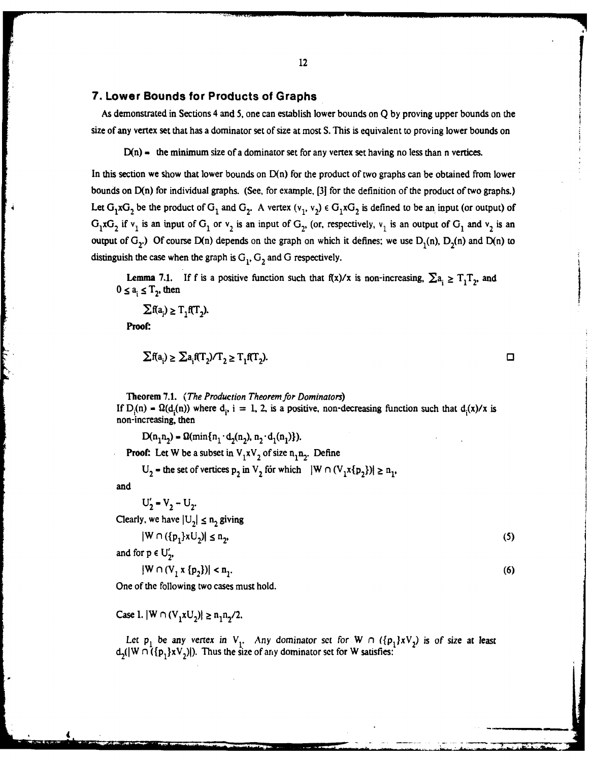## 7. Lower Bounds for Products of Graphs

As demonstrated in Sections 4 and 5, one can establish lower bounds on Q by proving upper bounds on the size of any vertex set that has a dominator set of size at most S. This is equivalent to proving lower bounds on

$D(n) =$ the minimum size of a dominator set for any vertex set having no less than n vertices.

In this section we show that lower bounds on $D(n)$ for the product of two graphs can be obtained from lower bounds on $D(n)$ for individual graphs. (See, for example, [3] for the definition of the product of two graphs.) Let $G_1 x G_2$ be the product of $G_1$ and $G_2$. A vertex $(v_1, v_2) \in G_1 x G_2$ is defined to be an input (or output) of $G_1 x G_2$ if $v_1$ is an input of $G_1$ or $v_2$ is an input of $G_2$, (or, respectively, $v_1$ is an output of $G_1$ and $v_2$ is an output of $G_2$.) Of course $D(n)$ depends on the graph on which it defines; we use $D_1(n)$, $D_2(n)$ and $D(n)$ to distinguish the case when the graph is $G_1$, $G_2$ and G respectively.

**Lemma 7.1.** If f is a positive function such that $f(x)/x$ is non-increasing, $\sum a_i \geq T_1 T_2$, and $0 \leq a_i \leq T_2$, then

$$\sum f(a_i) \geq T_1 f(T_2).$$

**Proof:**

$$\sum f(a_i) \geq \sum a_i f(T_2)/T_2 \geq T_1 f(T_2).$$

□

**Theorem 7.1.** *(The Production Theorem for Dominators)*
If $D_i(n) = \Omega(d_i(n))$ where $d_i$, $i = 1, 2$, is a positive, non-decreasing function such that $d_i(x)/x$ is non-increasing, then

$$D(n_1 n_2) = \Omega(\min\{n_1 \cdot d_2(n_2), n_2 \cdot d_1(n_1)\}).$$

**Proof:** Let W be a subset in $V_1 x V_2$ of size $n_1 n_2$. Define

$U_2 =$ the set of vertices $p_2$ in $V_2$ for which $|W \cap (V_1 x\{p_2\})| \geq n_1$,

and

$$U_2' = V_2 - U_2.$$

Clearly, we have $|U_2| \leq n_2$ giving

$$|W \cap (\{p_1\} x U_2)| \leq n_2, \tag{5}$$

and for $p \in U_2'$,

$$|W \cap (V_1 x \{p_2\})| < n_1. \tag{6}$$

One of the following two cases must hold.

Case 1. $|W \cap (V_1 x U_2)| \geq n_1 n_2/2$.

Let $p_1$ be any vertex in $V_1$. Any dominator set for $W \cap (\{p_1\} x V_2)$ is of size at least $d_2(|W \cap (\{p_1\} x V_2)|)$. Thus the size of any dominator set for W satisfies: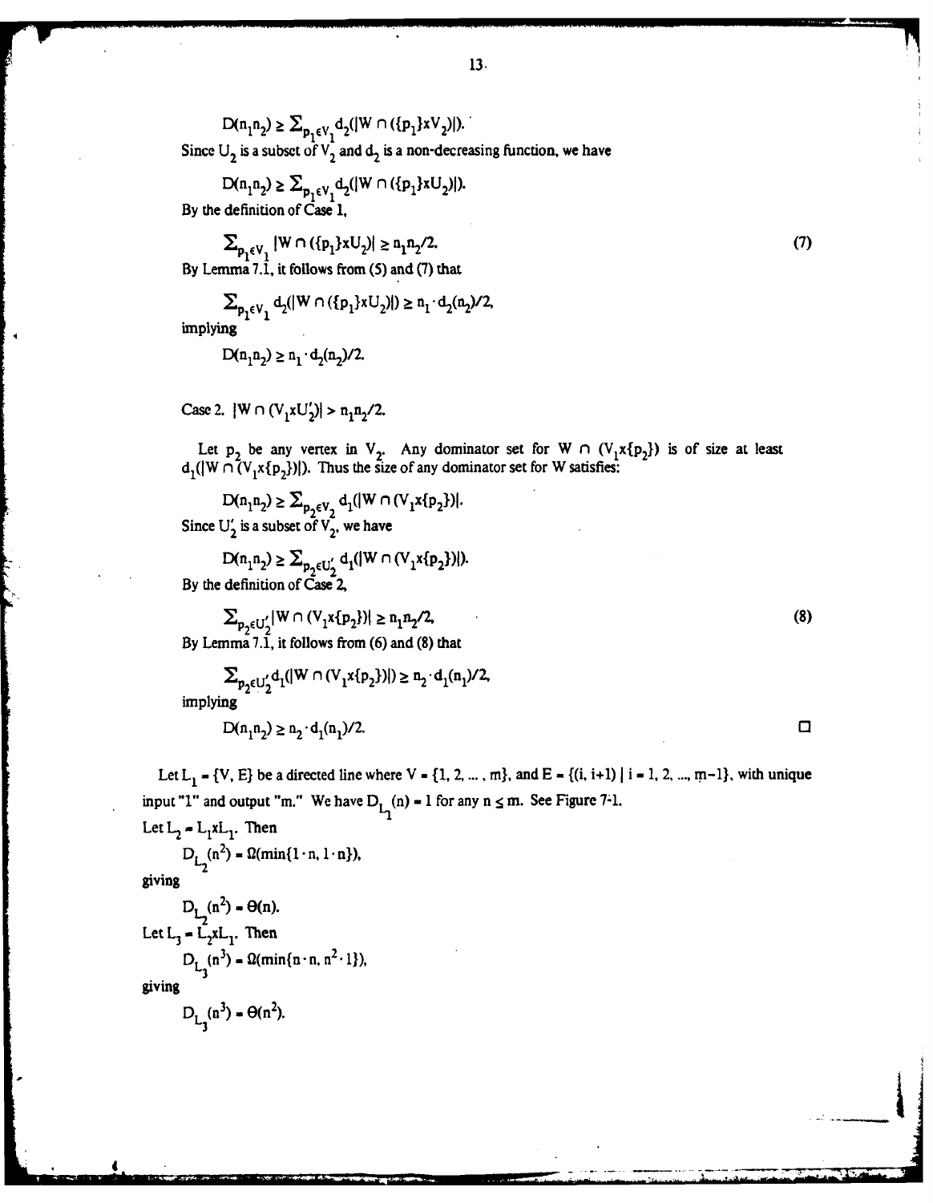$$D(n_1 n_2) \geq \Sigma_{p_1 \in V_1} d_2(|W \cap (\{p_1\} x V_2)|).$$

Since $U_2$ is a subset of $V_2$ and $d_2$ is a non-decreasing function, we have

$$D(n_1 n_2) \geq \Sigma_{p_1 \in V_1} d_2(|W \cap (\{p_1\} x U_2)|).$$

By the definition of Case 1,

$$\Sigma_{p_1 \in V_1} |W \cap (\{p_1\} x U_2)| \geq n_1 n_2 / 2. \tag{7}$$

By Lemma 7.1, it follows from (5) and (7) that

$$\Sigma_{p_1 \in V_1} d_2(|W \cap (\{p_1\} x U_2)|) \geq n_1 \cdot d_2(n_2)/2,$$

implying

$$D(n_1 n_2) \geq n_1 \cdot d_2(n_2)/2.$$

Case 2. $|W \cap (V_1 x U_2')| > n_1 n_2 / 2$.

Let $p_2$ be any vertex in $V_2$. Any dominator set for $W \cap (V_1 x \{p_2\})$ is of size at least $d_1(|W \cap (V_1 x \{p_2\})|)$. Thus the size of any dominator set for W satisfies:

$$D(n_1 n_2) \geq \Sigma_{p_2 \in V_2} d_1(|W \cap (V_1 x \{p_2\})|.$$

Since $U_2'$ is a subset of $V_2$, we have

$$D(n_1 n_2) \geq \Sigma_{p_2 \in U_2'} d_1(|W \cap (V_1 x \{p_2\})|).$$

By the definition of Case 2,

$$\Sigma_{p_2 \in U_2'} |W \cap (V_1 x \{p_2\})| \geq n_1 n_2 / 2, \tag{8}$$

By Lemma 7.1, it follows from (6) and (8) that

$$\Sigma_{p_2 \in U_2'} d_1(|W \cap (V_1 x \{p_2\})|) \geq n_2 \cdot d_1(n_1)/2,$$

implying

$$D(n_1 n_2) \geq n_2 \cdot d_1(n_1)/2.$$

□

Let $L_1 = \{V, E\}$ be a directed line where $V = \{1, 2, \ldots, m\}$, and $E = \{(i, i+1) \mid i = 1, 2, \ldots, m-1\}$, with unique input "1" and output "m." We have $D_{L_1}(n) = 1$ for any $n \leq m$. See Figure 7-1.

Let $L_2 = L_1 x L_1$. Then

$$D_{L_2}(n^2) = \Omega(\min\{1 \cdot n, 1 \cdot n\}),$$

giving

$$D_{L_2}(n^2) = \Theta(n).$$

Let $L_3 = L_2 x L_1$. Then

$$D_{L_3}(n^3) = \Omega(\min\{n \cdot n, n^2 \cdot 1\}),$$

giving

$$D_{L_3}(n^3) = \Theta(n^2).$$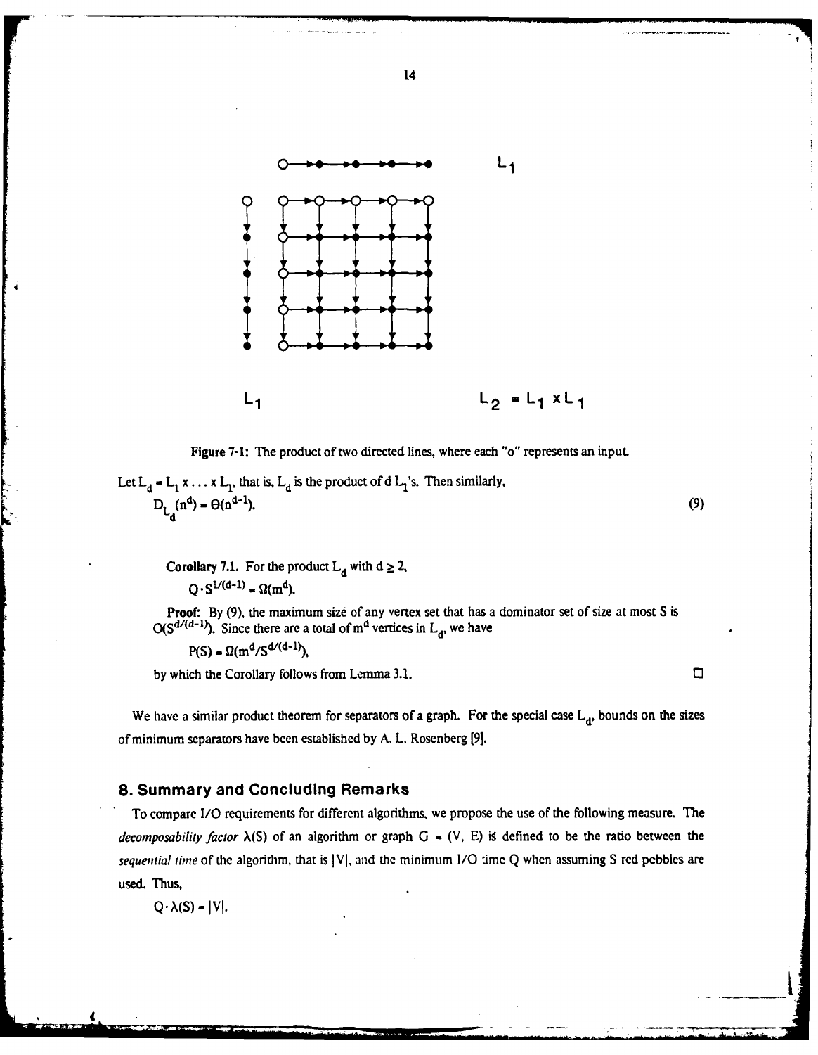Figure 7-1: The product of two directed lines, where each "o" represents an input.

Let $L_d = L_1 \times \ldots \times L_1$, that is, $L_d$ is the product of d $L_1$'s. Then similarly,

$$D_{L_d}(n^d) = \Theta(n^{d-1}). \tag{9}$$

**Corollary 7.1.** For the product $L_d$ with $d \geq 2$,

$$Q \cdot S^{1/(d-1)} = \Omega(m^d).$$

**Proof:** By (9), the maximum size of any vertex set that has a dominator set of size at most S is $O(S^{d/(d-1)})$. Since there are a total of $m^d$ vertices in $L_d$, we have

$$P(S) = \Omega(m^d / S^{d/(d-1)}),$$

by which the Corollary follows from Lemma 3.1. □

We have a similar product theorem for separators of a graph. For the special case $L_d$, bounds on the sizes of minimum separators have been established by A. L. Rosenberg [9].

## 8. Summary and Concluding Remarks

To compare I/O requirements for different algorithms, we propose the use of the following measure. The *decomposability factor* $\lambda(S)$ of an algorithm or graph $G = (V, E)$ is defined to be the ratio between the *sequential time* of the algorithm, that is $|V|$, and the minimum I/O time Q when assuming S red pebbles are used. Thus,

$$Q \cdot \lambda(S) = |V|.$$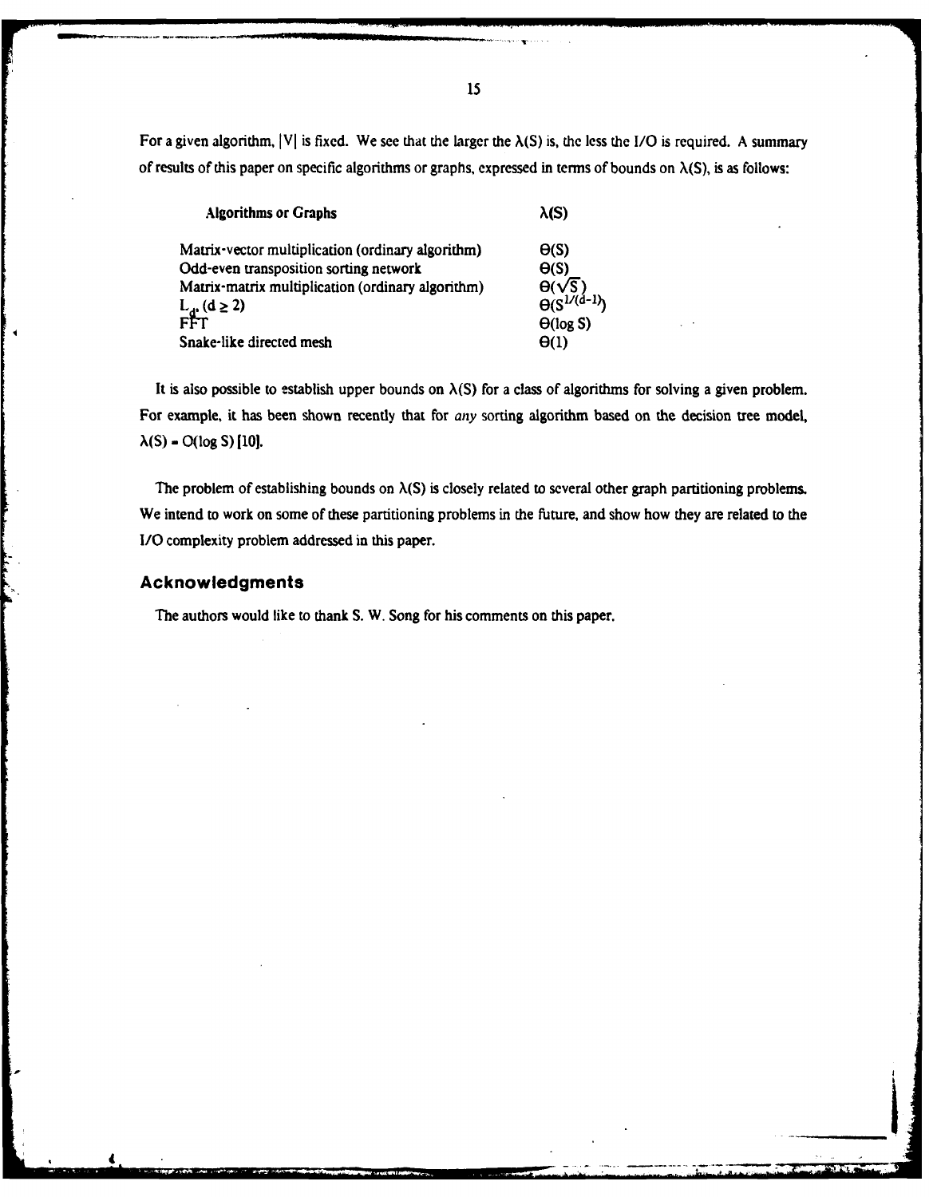For a given algorithm, $|V|$ is fixed. We see that the larger the $\lambda(S)$ is, the less the I/O is required. A summary of results of this paper on specific algorithms or graphs, expressed in terms of bounds on $\lambda(S)$, is as follows:

| Algorithms or Graphs | $\lambda(S)$ |
|---|---|
| Matrix-vector multiplication (ordinary algorithm) | $\Theta(S)$ |
| Odd-even transposition sorting network | $\Theta(S)$ |
| Matrix-matrix multiplication (ordinary algorithm) | $\Theta(\sqrt{S})$ |
| $L_d$, $(d \geq 2)$ | $\Theta(S^{1/(d-1)})$ |
| FFT | $\Theta(\log S)$ |
| Snake-like directed mesh | $\Theta(1)$ |

It is also possible to establish upper bounds on $\lambda(S)$ for a class of algorithms for solving a given problem. For example, it has been shown recently that for *any* sorting algorithm based on the decision tree model, $\lambda(S) = O(\log S)$ [10].

The problem of establishing bounds on $\lambda(S)$ is closely related to several other graph partitioning problems. We intend to work on some of these partitioning problems in the future, and show how they are related to the I/O complexity problem addressed in this paper.

## Acknowledgments

The authors would like to thank S. W. Song for his comments on this paper.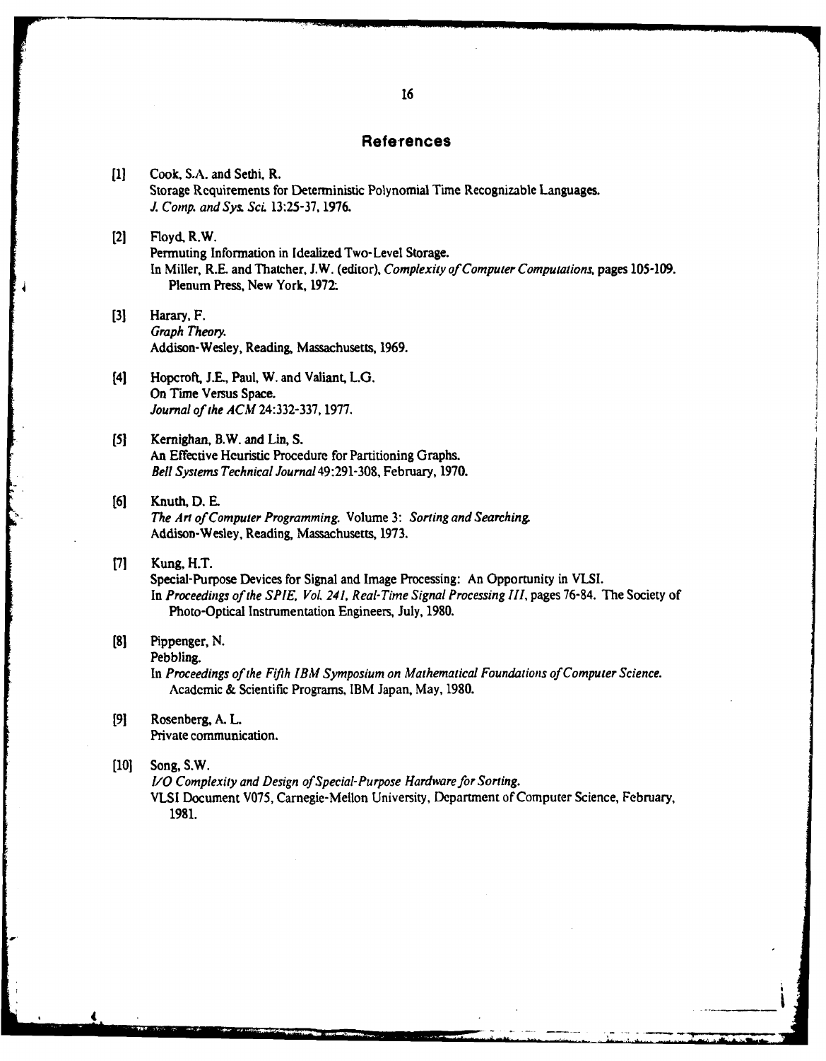## References

[1] Cook, S.A. and Sethi, R.
Storage Requirements for Deterministic Polynomial Time Recognizable Languages.
*J. Comp. and Sys. Sci.* 13:25-37, 1976.

[2] Floyd, R.W.
Permuting Information in Idealized Two-Level Storage.
In Miller, R.E. and Thatcher, J.W. (editor), *Complexity of Computer Computations*, pages 105-109.
Plenum Press, New York, 1972.

[3] Harary, F.
*Graph Theory.*
Addison-Wesley, Reading, Massachusetts, 1969.

[4] Hopcroft, J.E., Paul, W. and Valiant, L.G.
On Time Versus Space.
*Journal of the ACM* 24:332-337, 1977.

[5] Kernighan, B.W. and Lin, S.
An Effective Heuristic Procedure for Partitioning Graphs.
*Bell Systems Technical Journal* 49:291-308, February, 1970.

[6] Knuth, D. E.
*The Art of Computer Programming.* Volume 3: *Sorting and Searching.*
Addison-Wesley, Reading, Massachusetts, 1973.

[7] Kung, H.T.
Special-Purpose Devices for Signal and Image Processing: An Opportunity in VLSI.
In *Proceedings of the SPIE, Vol. 241, Real-Time Signal Processing III*, pages 76-84. The Society of Photo-Optical Instrumentation Engineers, July, 1980.

[8] Pippenger, N.
Pebbling.
In *Proceedings of the Fifth IBM Symposium on Mathematical Foundations of Computer Science.*
Academic & Scientific Programs, IBM Japan, May, 1980.

[9] Rosenberg, A. L.
Private communication.

[10] Song, S.W.
*I/O Complexity and Design of Special-Purpose Hardware for Sorting.*
VLSI Document V075, Carnegie-Mellon University, Department of Computer Science, February, 1981.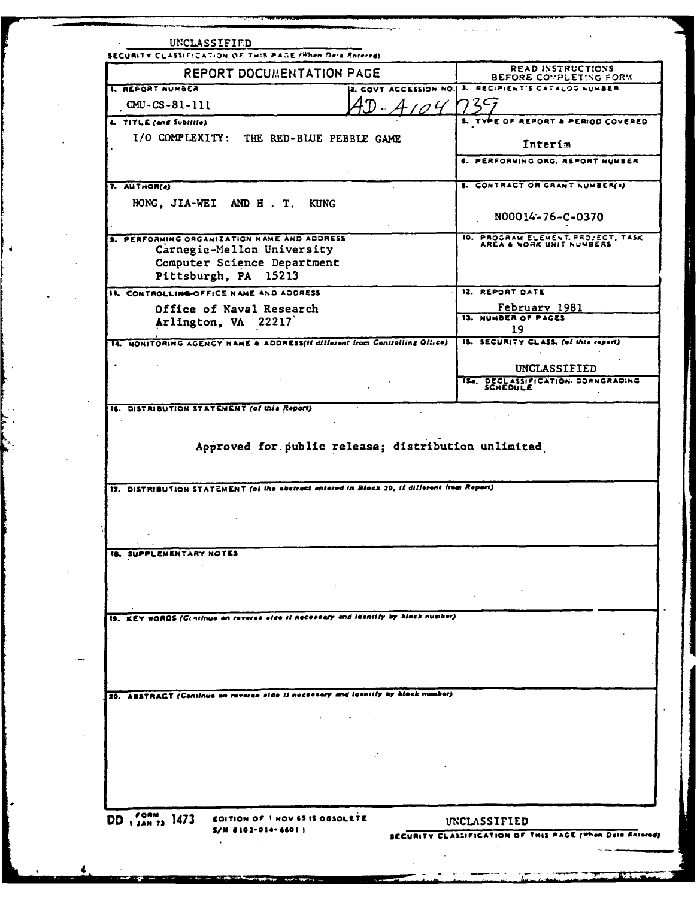UNCLASSIFIED

SECURITY CLASSIFICATION OF THIS PAGE (When Data Entered)

| REPORT DOCUMENTATION PAGE | | READ INSTRUCTIONS BEFORE COMPLETING FORM |
|---|---|---|
| 1. REPORT NUMBER<br>CMU-CS-81-111 | 2. GOVT ACCESSION NO.<br>AD-A104 | 3. RECIPIENT'S CATALOG NUMBER<br>739 |
| 4. TITLE (and Subtitle)<br>I/O COMPLEXITY: THE RED-BLUE PEBBLE GAME | | 5. TYPE OF REPORT & PERIOD COVERED<br>Interim |
| | | 6. PERFORMING ORG. REPORT NUMBER |
| 7. AUTHOR(s)<br>HONG, JIA-WEI AND H. T. KUNG | | 8. CONTRACT OR GRANT NUMBER(s)<br>N00014-76-C-0370 |
| 9. PERFORMING ORGANIZATION NAME AND ADDRESS<br>Carnegie-Mellon University<br>Computer Science Department<br>Pittsburgh, PA 15213 | | 10. PROGRAM ELEMENT, PROJECT, TASK AREA & WORK UNIT NUMBERS |
| 11. CONTROLLING OFFICE NAME AND ADDRESS<br>Office of Naval Research<br>Arlington, VA 22217 | | 12. REPORT DATE<br>February 1981 |
| | | 13. NUMBER OF PAGES<br>19 |
| 14. MONITORING AGENCY NAME & ADDRESS (if different from Controlling Office) | | 15. SECURITY CLASS. (of this report)<br>UNCLASSIFIED |
| | | 15a. DECLASSIFICATION DOWNGRADING SCHEDULE |

16. DISTRIBUTION STATEMENT (of this Report)

Approved for public release; distribution unlimited

17. DISTRIBUTION STATEMENT (of the abstract entered in Block 20, if different from Report)

18. SUPPLEMENTARY NOTES

19. KEY WORDS (Continue on reverse side if necessary and identify by block number)

20. ABSTRACT (Continue on reverse side if necessary and identify by block number)

DD FORM 1 JAN 73 1473 EDITION OF 1 NOV 65 IS OBSOLETE

S/N 0102-014-6601

UNCLASSIFIED

SECURITY CLASSIFICATION OF THIS PAGE (When Data Entered)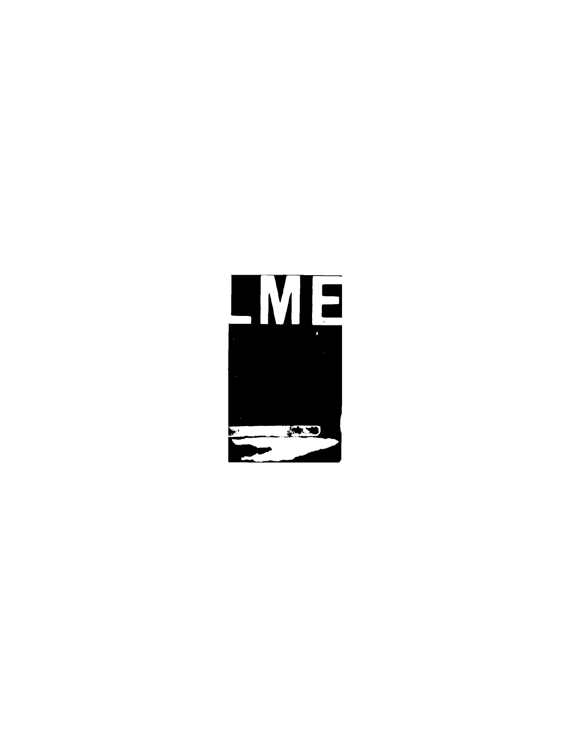LME